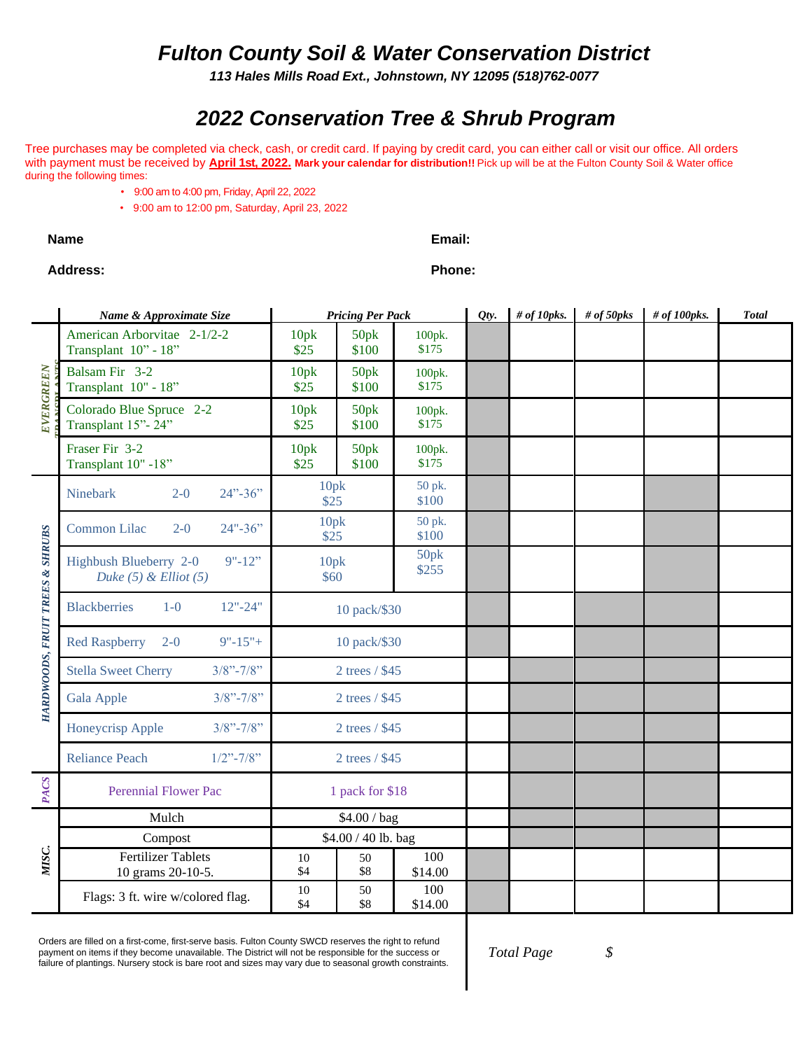# Fulton County Soil & Water Conservation District

***113 Hales Mills Road Ext., Johnstown, NY 12095 (518)762-0077***

## *2022 Conservation Tree & Shrub Program*

Tree purchases may be completed via check, cash, or credit card. If paying by credit card, you can either call or visit our office. All orders with payment must be received by **April 1st, 2022.** **Mark your calendar for distribution!!** Pick up will be at the Fulton County Soil & Water office during the following times:

- 9:00 am to 4:00 pm, Friday, April 22, 2022
- 9:00 am to 12:00 pm, Saturday, April 23, 2022

**Name** **Email:**

**Address:** **Phone:**

| | *Name & Approximate Size* | *Pricing Per Pack* | | | *Qty.* | *# of 10pks.* | *# of 50pks* | *# of 100pks.* | *Total* |
|---|---|---|---|---|---|---|---|---|---|
| *EVERGREEN TRANSPLANTS* | American Arborvitae 2-1/2-2 Transplant 10" - 18" | 10pk $25 | 50pk $100 | 100pk. $175 | | | | | |
| | Balsam Fir 3-2 Transplant 10" - 18" | 10pk $25 | 50pk $100 | 100pk. $175 | | | | | |
| | Colorado Blue Spruce 2-2 Transplant 15"- 24" | 10pk $25 | 50pk $100 | 100pk. $175 | | | | | |
| | Fraser Fir 3-2 Transplant 10" -18" | 10pk $25 | 50pk $100 | 100pk. $175 | | | | | |
| *HARDWOODS, FRUIT TREES & SHRUBS* | Ninebark 2-0 24"-36" | 10pk $25 | | 50 pk. $100 | | | | | |
| | Common Lilac 2-0 24"-36" | 10pk $25 | | 50 pk. $100 | | | | | |
| | Highbush Blueberry 2-0 9"-12" *Duke (5) & Elliot (5)* | 10pk $60 | | 50pk $255 | | | | | |
| | Blackberries 1-0 12"-24" | 10 pack/$30 | | | | | | | |
| | Red Raspberry 2-0 9"-15"+ | 10 pack/$30 | | | | | | | |
| | Stella Sweet Cherry 3/8"-7/8" | 2 trees / $45 | | | | | | | |
| | Gala Apple 3/8"-7/8" | 2 trees / $45 | | | | | | | |
| | Honeycrisp Apple 3/8"-7/8" | 2 trees / $45 | | | | | | | |
| | Reliance Peach 1/2"-7/8" | 2 trees / $45 | | | | | | | |
| *PACS* | Perennial Flower Pac | 1 pack for $18 | | | | | | | |
| *MISC.* | Mulch | $4.00 / bag | | | | | | | |
| | Compost | $4.00 / 40 lb. bag | | | | | | | |
| | Fertilizer Tablets 10 grams 20-10-5. | 10 $4 | 50 $8 | 100 $14.00 | | | | | |
| | Flags: 3 ft. wire w/colored flag. | 10 $4 | 50 $8 | 100 $14.00 | | | | | |

Orders are filled on a first-come, first-serve basis. Fulton County SWCD reserves the right to refund payment on items if they become unavailable. The District will not be responsible for the success or failure of plantings. Nursery stock is bare root and sizes may vary due to seasonal growth constraints.

*Total Page* $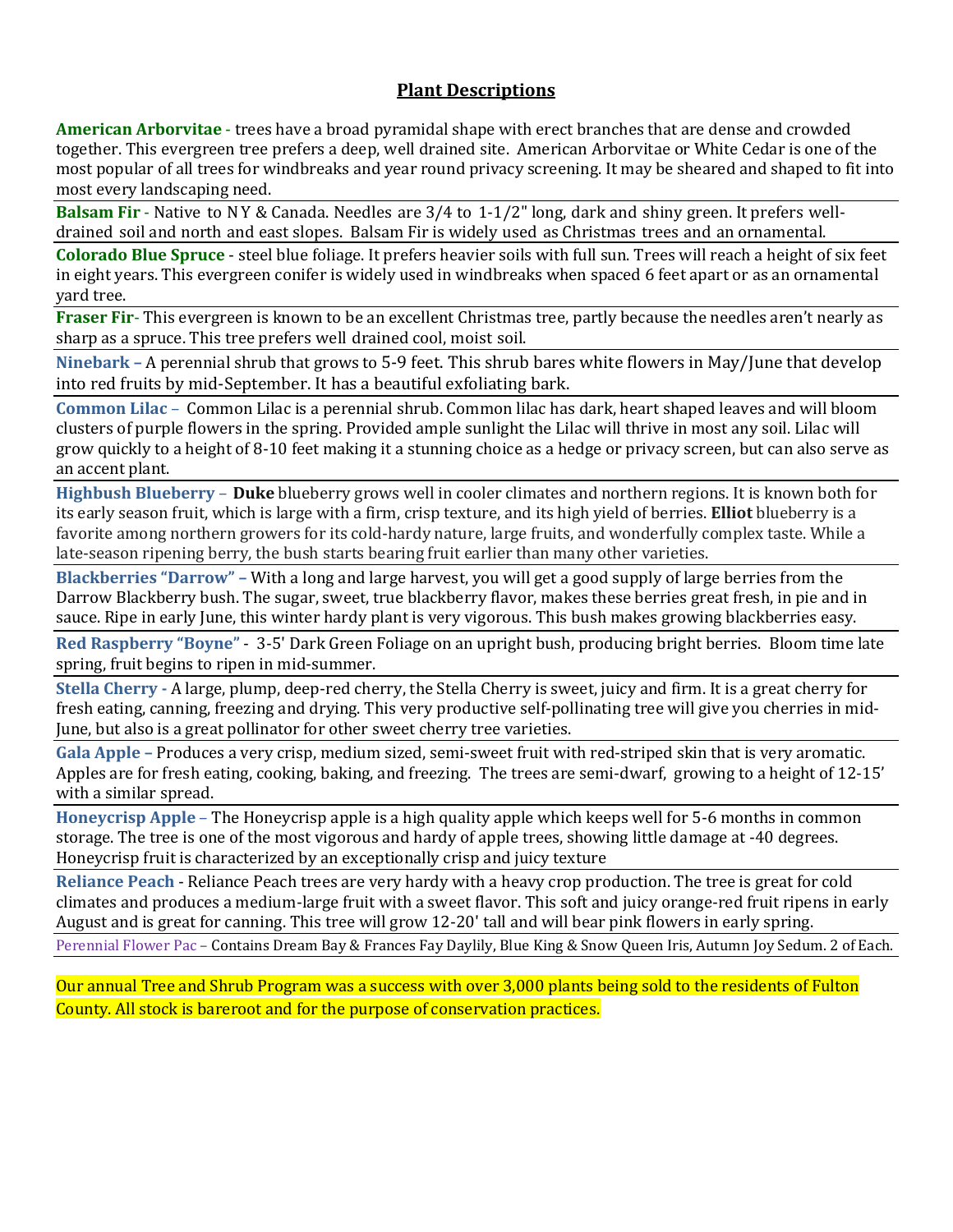## Plant Descriptions

**American Arborvitae** - trees have a broad pyramidal shape with erect branches that are dense and crowded together. This evergreen tree prefers a deep, well drained site. American Arborvitae or White Cedar is one of the most popular of all trees for windbreaks and year round privacy screening. It may be sheared and shaped to fit into most every landscaping need.

**Balsam Fir** - Native to NY & Canada. Needles are 3/4 to 1-1/2" long, dark and shiny green. It prefers well-drained soil and north and east slopes. Balsam Fir is widely used as Christmas trees and an ornamental.

**Colorado Blue Spruce** - steel blue foliage. It prefers heavier soils with full sun. Trees will reach a height of six feet in eight years. This evergreen conifer is widely used in windbreaks when spaced 6 feet apart or as an ornamental yard tree.

**Fraser Fir**- This evergreen is known to be an excellent Christmas tree, partly because the needles aren't nearly as sharp as a spruce. This tree prefers well drained cool, moist soil.

**Ninebark –** A perennial shrub that grows to 5-9 feet. This shrub bares white flowers in May/June that develop into red fruits by mid-September. It has a beautiful exfoliating bark.

**Common Lilac –** Common Lilac is a perennial shrub. Common lilac has dark, heart shaped leaves and will bloom clusters of purple flowers in the spring. Provided ample sunlight the Lilac will thrive in most any soil. Lilac will grow quickly to a height of 8-10 feet making it a stunning choice as a hedge or privacy screen, but can also serve as an accent plant.

**Highbush Blueberry –** **Duke** blueberry grows well in cooler climates and northern regions. It is known both for its early season fruit, which is large with a firm, crisp texture, and its high yield of berries. **Elliot** blueberry is a favorite among northern growers for its cold-hardy nature, large fruits, and wonderfully complex taste. While a late-season ripening berry, the bush starts bearing fruit earlier than many other varieties.

**Blackberries "Darrow" –** With a long and large harvest, you will get a good supply of large berries from the Darrow Blackberry bush. The sugar, sweet, true blackberry flavor, makes these berries great fresh, in pie and in sauce. Ripe in early June, this winter hardy plant is very vigorous. This bush makes growing blackberries easy.

**Red Raspberry "Boyne"** - 3-5' Dark Green Foliage on an upright bush, producing bright berries. Bloom time late spring, fruit begins to ripen in mid-summer.

**Stella Cherry** - A large, plump, deep-red cherry, the Stella Cherry is sweet, juicy and firm. It is a great cherry for fresh eating, canning, freezing and drying. This very productive self-pollinating tree will give you cherries in mid-June, but also is a great pollinator for other sweet cherry tree varieties.

**Gala Apple –** Produces a very crisp, medium sized, semi-sweet fruit with red-striped skin that is very aromatic. Apples are for fresh eating, cooking, baking, and freezing. The trees are semi-dwarf, growing to a height of 12-15' with a similar spread.

**Honeycrisp Apple –** The Honeycrisp apple is a high quality apple which keeps well for 5-6 months in common storage. The tree is one of the most vigorous and hardy of apple trees, showing little damage at -40 degrees. Honeycrisp fruit is characterized by an exceptionally crisp and juicy texture

**Reliance Peach** - Reliance Peach trees are very hardy with a heavy crop production. The tree is great for cold climates and produces a medium-large fruit with a sweet flavor. This soft and juicy orange-red fruit ripens in early August and is great for canning. This tree will grow 12-20' tall and will bear pink flowers in early spring.

Perennial Flower Pac – Contains Dream Bay & Frances Fay Daylily, Blue King & Snow Queen Iris, Autumn Joy Sedum. 2 of Each.

Our annual Tree and Shrub Program was a success with over 3,000 plants being sold to the residents of Fulton County. All stock is bareroot and for the purpose of conservation practices.